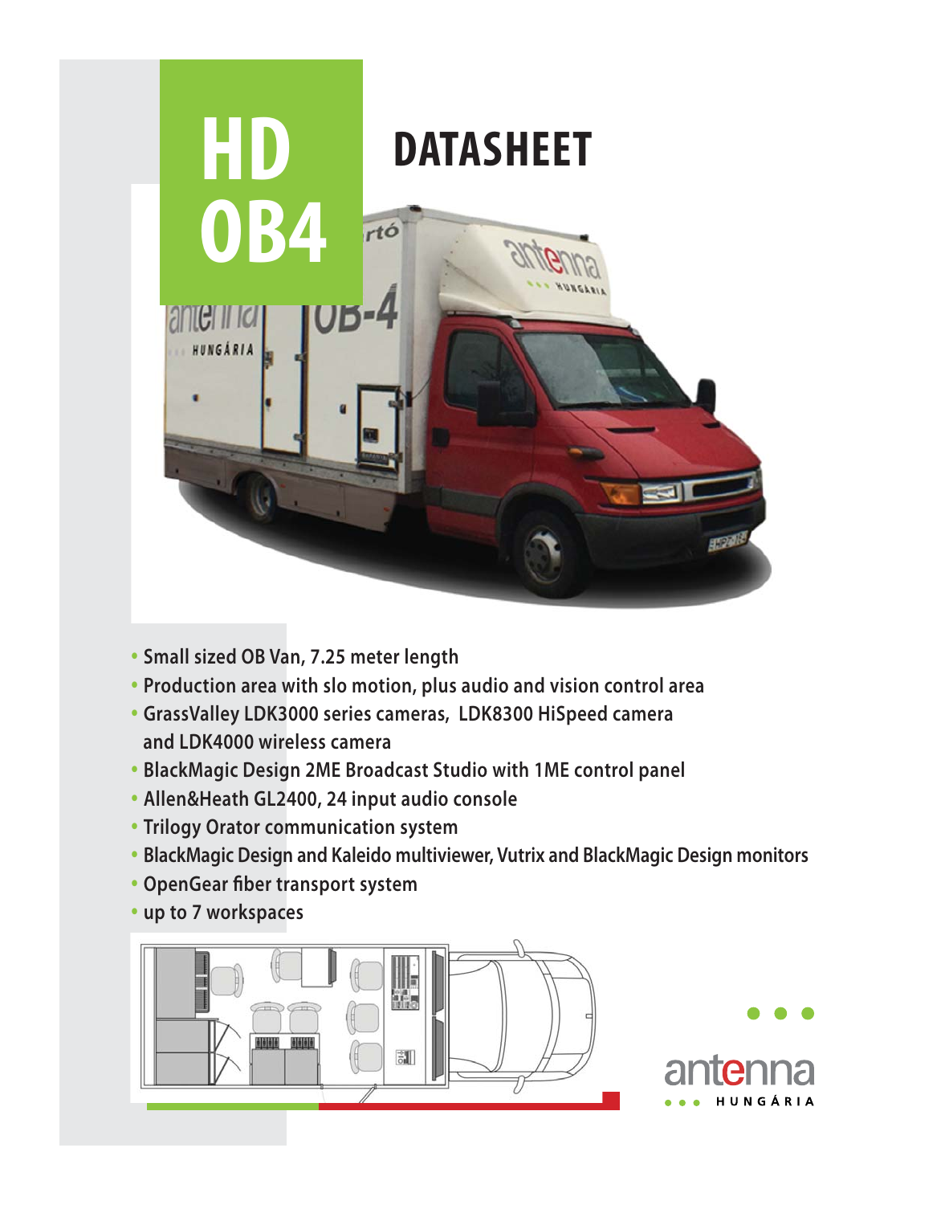# HD OB4

## DATASHEET

- Small sized OB Van, 7.25 meter length
- Production area with slo motion, plus audio and vision control area
- GrassValley LDK3000 series cameras, LDK8300 HiSpeed camera and LDK4000 wireless camera
- BlackMagic Design 2ME Broadcast Studio with 1ME control panel
- Allen&Heath GL2400, 24 input audio console
- Trilogy Orator communication system
- BlackMagic Design and Kaleido multiviewer, Vutrix and BlackMagic Design monitors
- OpenGear fiber transport system
- up to 7 workspaces

antenna HUNGÁRIA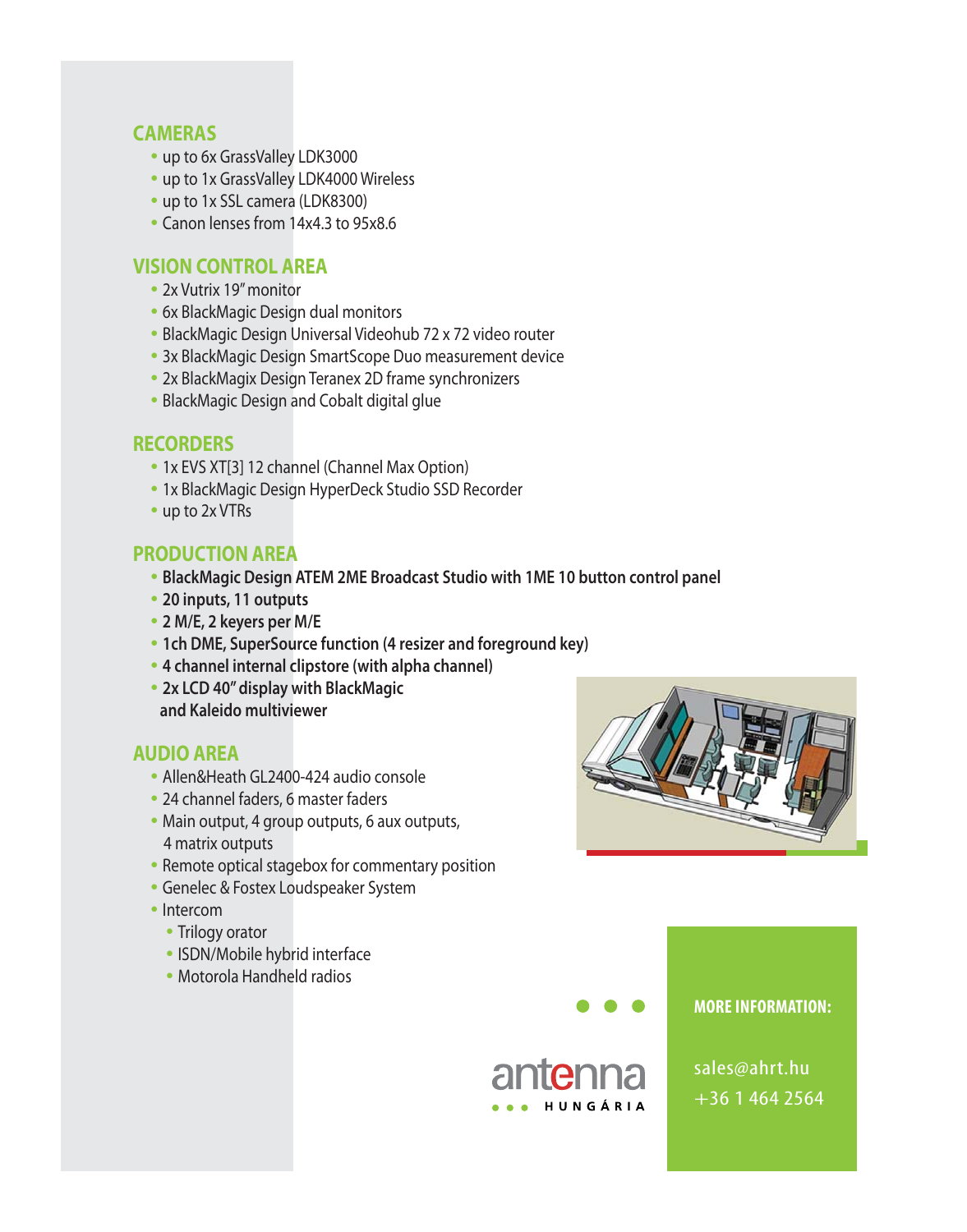## CAMERAS

- up to 6x GrassValley LDK3000
- up to 1x GrassValley LDK4000 Wireless
- up to 1x SSL camera (LDK8300)
- Canon lenses from 14x4.3 to 95x8.6

## VISION CONTROL AREA

- 2x Vutrix 19" monitor
- 6x BlackMagic Design dual monitors
- BlackMagic Design Universal Videohub 72 x 72 video router
- 3x BlackMagic Design SmartScope Duo measurement device
- 2x BlackMagix Design Teranex 2D frame synchronizers
- BlackMagic Design and Cobalt digital glue

## RECORDERS

- 1x EVS XT[3] 12 channel (Channel Max Option)
- 1x BlackMagic Design HyperDeck Studio SSD Recorder
- up to 2x VTRs

## PRODUCTION AREA

- **BlackMagic Design ATEM 2ME Broadcast Studio with 1ME 10 button control panel**
- **20 inputs, 11 outputs**
- **2 M/E, 2 keyers per M/E**
- **1ch DME, SuperSource function (4 resizer and foreground key)**
- **4 channel internal clipstore (with alpha channel)**
- **2x LCD 40" display with BlackMagic and Kaleido multiviewer**

## AUDIO AREA

- Allen&Heath GL2400-424 audio console
- 24 channel faders, 6 master faders
- Main output, 4 group outputs, 6 aux outputs, 4 matrix outputs
- Remote optical stagebox for commentary position
- Genelec & Fostex Loudspeaker System
- Intercom
  - Trilogy orator
  - ISDN/Mobile hybrid interface
  - Motorola Handheld radios

antenna HUNGÁRIA

**MORE INFORMATION:**

sales@ahrt.hu

+36 1 464 2564